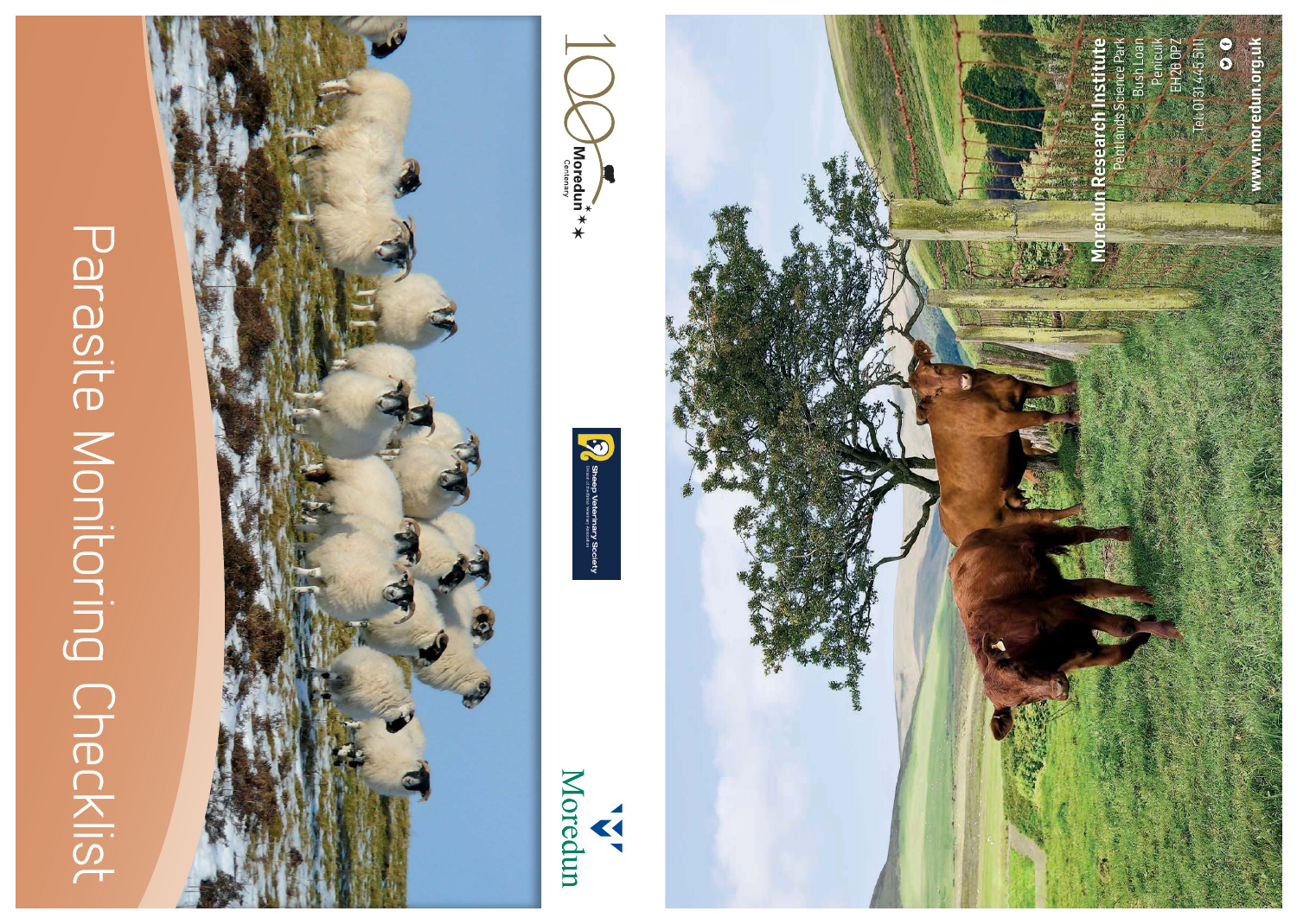# Parasite Monitoring Checklist

Moredun Centenary

Sheep Veterinary Society

Moredun

**Moredun Research Institute**
Pentlands Science Park
Bush Loan
Penicuik
EH26 0PZ
Tel: 0131 445 5111

**www.moredun.org.uk**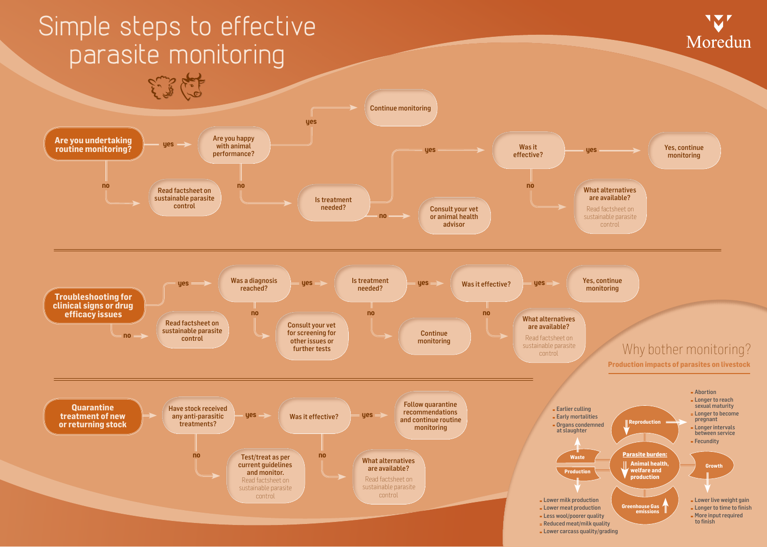# Simple steps to effective parasite monitoring

Moredun

## Are you undertaking routine monitoring?

- **yes** → Are you happy with animal performance?
  - **yes** → Continue monitoring
  - **no** → Is treatment needed?
    - **yes** → Was it effective?
      - **yes** → Yes, continue monitoring
      - **no** → What alternatives are available? Read factsheet on sustainable parasite control
    - **no** → Consult your vet or animal health advisor
- **no** → Read factsheet on sustainable parasite control

## Troubleshooting for clinical signs or drug efficacy issues

- **yes** → Was a diagnosis reached?
  - **yes** → Is treatment needed?
    - **yes** → Was it effective?
      - **yes** → Yes, continue monitoring
      - **no** → What alternatives are available? Read factsheet on sustainable parasite control
    - **no** → Continue monitoring
  - **no** → Consult your vet for screening for other issues or further tests
- **no** → Read factsheet on sustainable parasite control

## Quarantine treatment of new or returning stock

→ Have stock received any anti-parasitic treatments?

- **yes** → Was it effective?
  - **yes** → Follow quarantine recommendations and continue routine monitoring
  - **no** → What alternatives are available? Read factsheet on sustainable parasite control
- **no** → Test/treat as per current guidelines and monitor. Read factsheet on sustainable parasite control

## Why bother monitoring?

**Production impacts of parasites on livestock**

Parasite burden: Animal health, welfare and production

Reproduction

- Abortion
- Longer to reach sexual maturity
- Longer to become pregnant
- Longer intervals between service
- Fecundity

Growth

- Lower live weight gain
- Longer to time to finish
- More input required to finish

Waste

- Earlier culling
- Early mortalities
- Organs condemned at slaughter

Production

- Lower milk production
- Lower meat production
- Less wool/poorer quality
- Reduced meat/milk quality
- Lower carcass quality/grading

Greenhouse Gas emissions